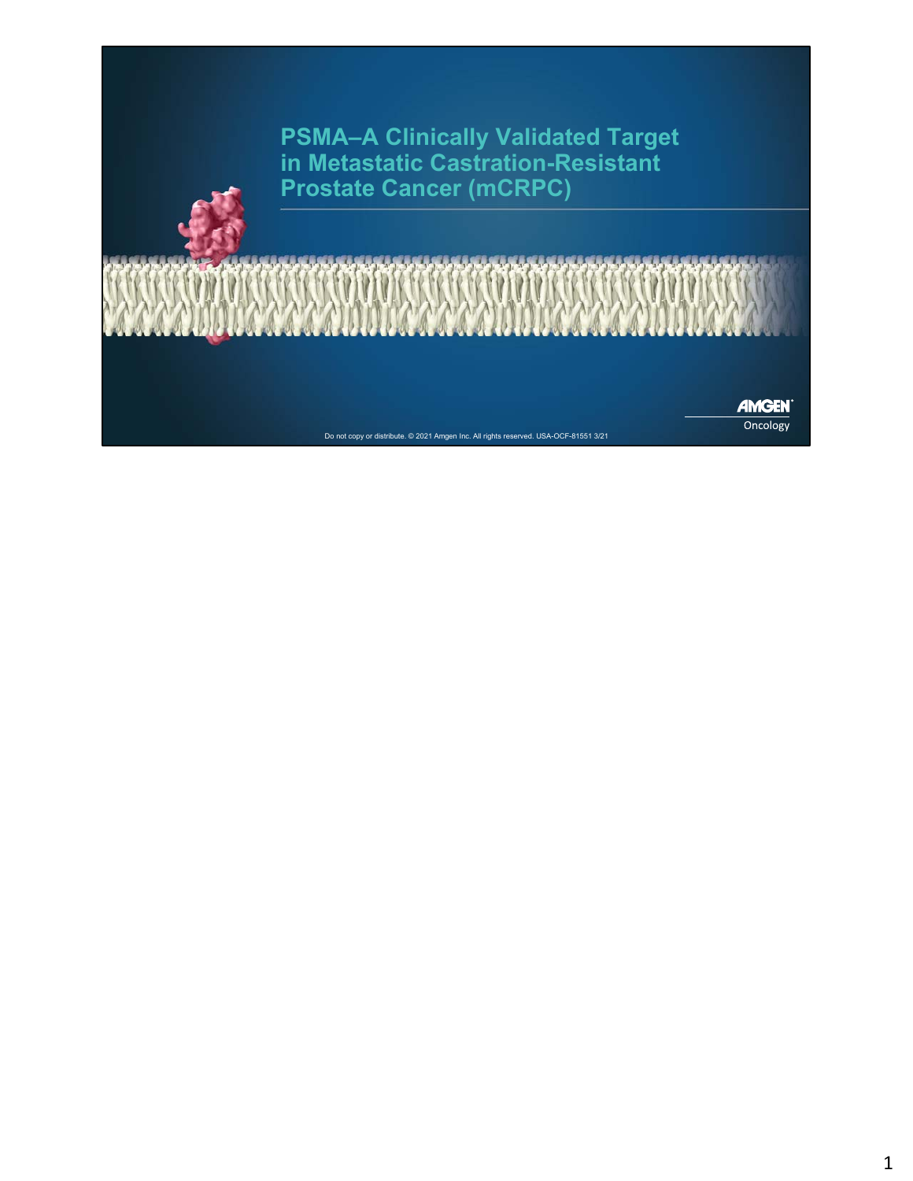# PSMA–A Clinically Validated Target in Metastatic Castration-Resistant Prostate Cancer (mCRPC)

AMGEN Oncology

Do not copy or distribute. © 2021 Amgen Inc. All rights reserved. USA-OCF-81551 3/21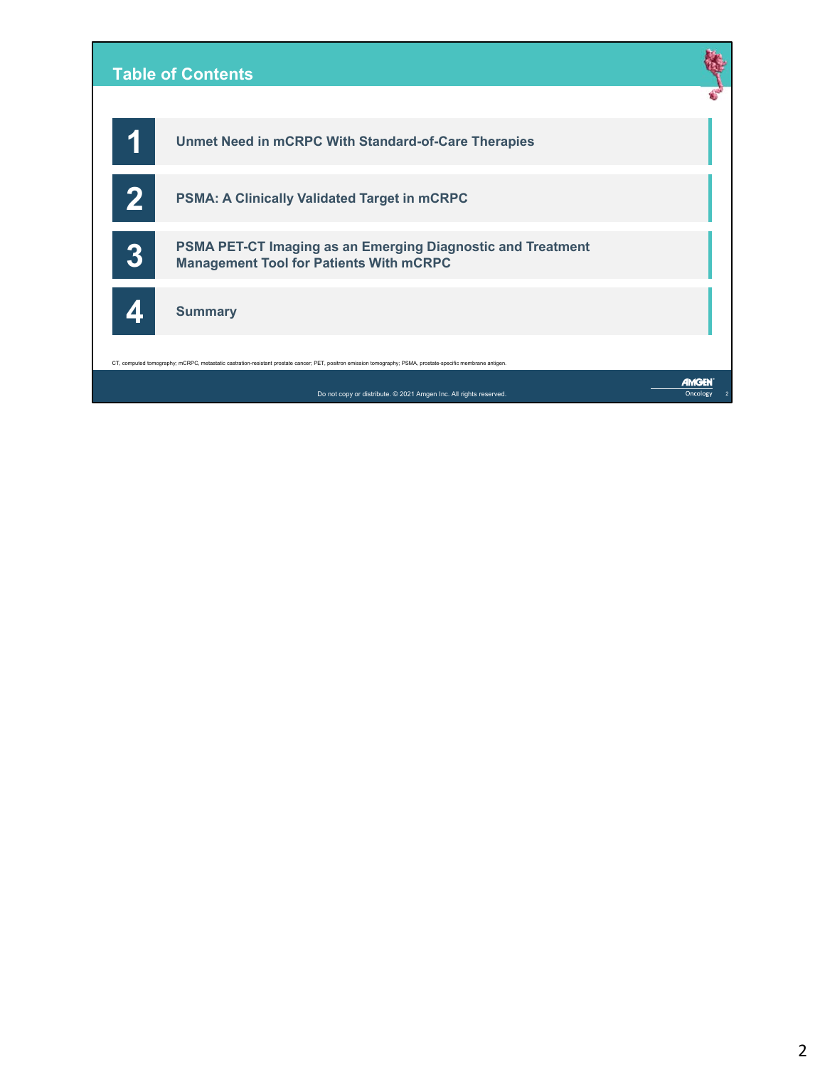# Table of Contents

1. **Unmet Need in mCRPC With Standard-of-Care Therapies**
2. **PSMA: A Clinically Validated Target in mCRPC**
3. **PSMA PET-CT Imaging as an Emerging Diagnostic and Treatment Management Tool for Patients With mCRPC**
4. **Summary**

CT, computed tomography; mCRPC, metastatic castration-resistant prostate cancer; PET, positron emission tomography; PSMA, prostate-specific membrane antigen.

Do not copy or distribute. © 2021 Amgen Inc. All rights reserved.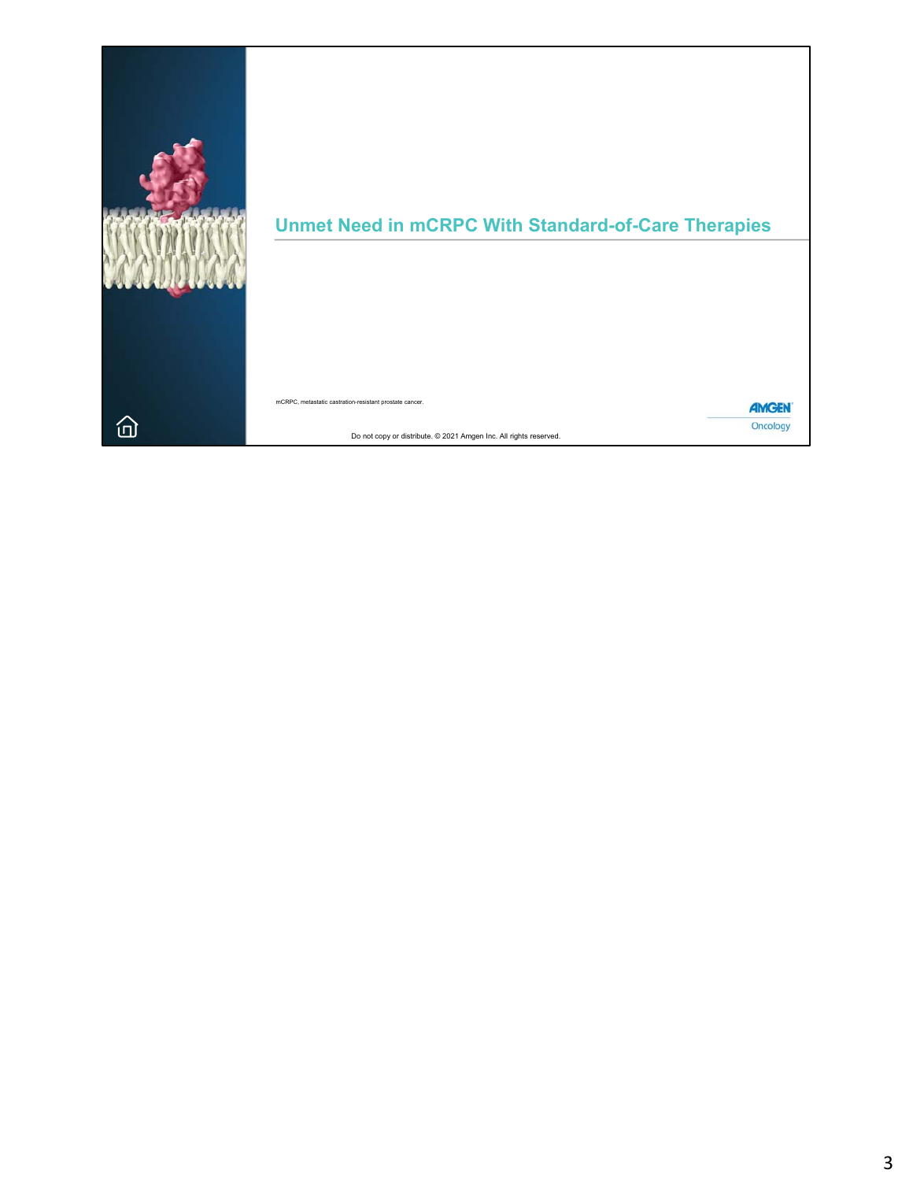# Unmet Need in mCRPC With Standard-of-Care Therapies

mCRPC, metastatic castration-resistant prostate cancer.

Do not copy or distribute. © 2021 Amgen Inc. All rights reserved.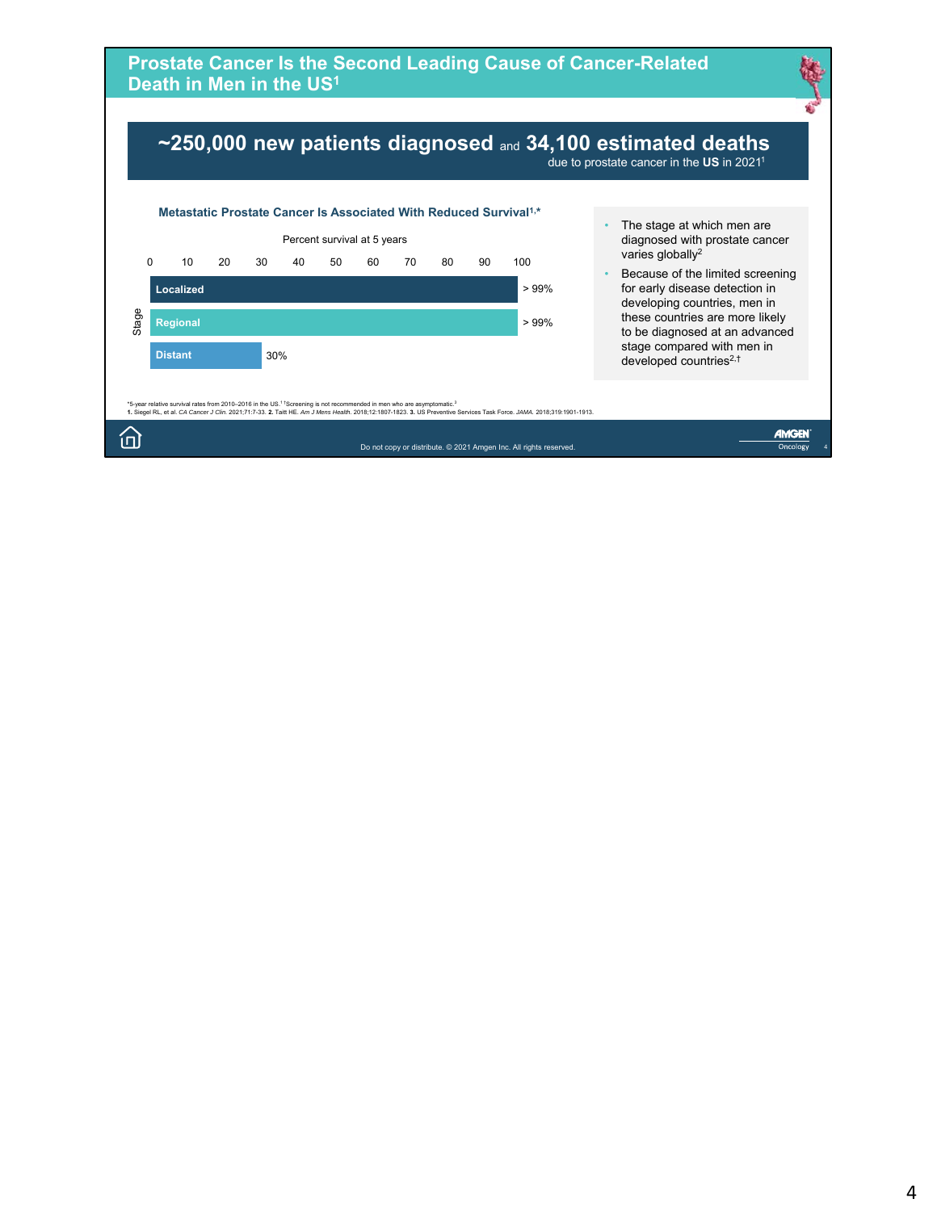# Prostate Cancer Is the Second Leading Cause of Cancer-Related Death in Men in the US[1]

**~250,000 new patients diagnosed** and **34,100 estimated deaths**
due to prostate cancer in the **US** in 2021[1]

### Metastatic Prostate Cancer Is Associated With Reduced Survival[1,*]

Percent survival at 5 years

| Stage | Percent survival at 5 years |
|---|---|
| Localized | > 99% |
| Regional | > 99% |
| Distant | 30% |

- The stage at which men are diagnosed with prostate cancer varies globally[2]
- Because of the limited screening for early disease detection in developing countries, men in these countries are more likely to be diagnosed at an advanced stage compared with men in developed countries[2,†]

*5-year relative survival rates from 2010–2016 in the US.[1] †Screening is not recommended in men who are asymptomatic.[3]
**1.** Siegel RL, et al. *CA Cancer J Clin.* 2021;71:7-33. **2.** Taitt HE. *Am J Mens Health.* 2018;12:1807-1823. **3.** US Preventive Services Task Force. *JAMA.* 2018;319:1901-1913.

Do not copy or distribute. © 2021 Amgen Inc. All rights reserved.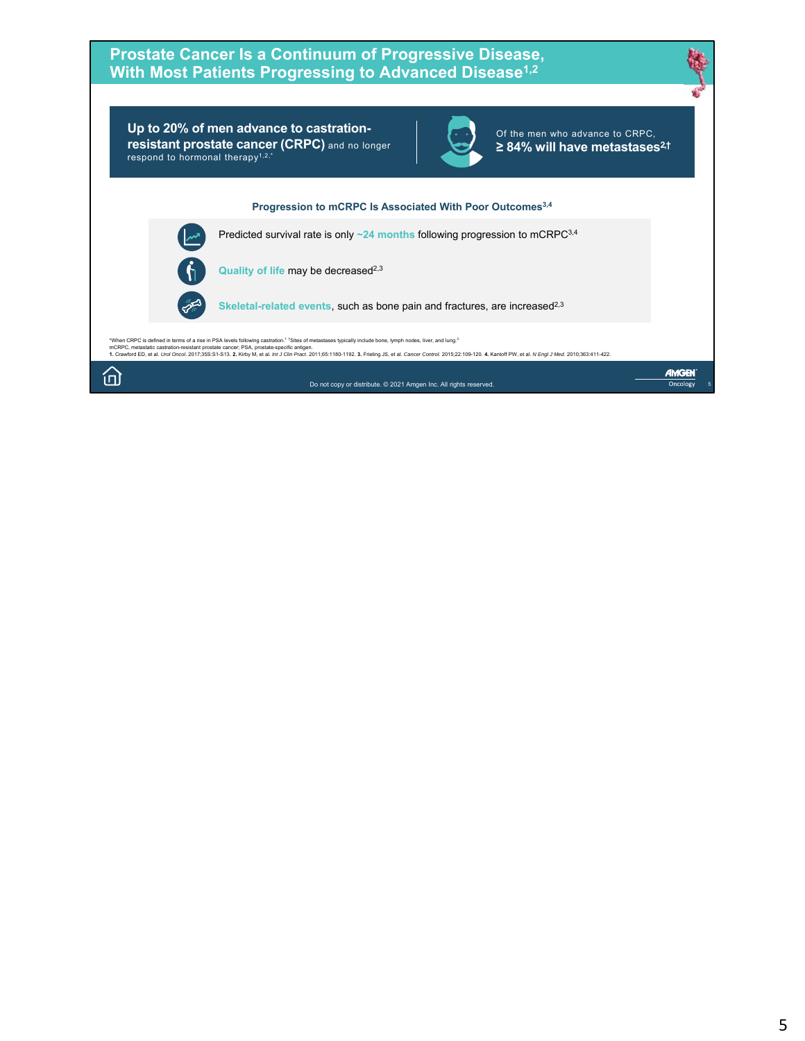# Prostate Cancer Is a Continuum of Progressive Disease, With Most Patients Progressing to Advanced Disease[1,2]

**Up to 20% of men advance to castration-resistant prostate cancer (CRPC)** and no longer respond to hormonal therapy[1,2,*]

Of the men who advance to CRPC, **≥ 84% will have metastases[2,†]**

## Progression to mCRPC Is Associated With Poor Outcomes[3,4]

- Predicted survival rate is only **~24 months** following progression to mCRPC[3,4]
- **Quality of life** may be decreased[2,3]
- **Skeletal-related events**, such as bone pain and fractures, are increased[2,3]

*When CRPC is defined in terms of a rise in PSA levels following castration.[1] †Sites of metastases typically include bone, lymph nodes, liver, and lung.[3]
mCRPC, metastatic castration-resistant prostate cancer; PSA, prostate-specific antigen.
**1.** Crawford ED, et al. *Urol Oncol.* 2017;35S:S1-S13. **2.** Kirby M, et al. *Int J Clin Pract.* 2011;65:1180-1192. **3.** Frieling JS, et al. *Cancer Control.* 2015;22:109-120. **4.** Kantoff PW, et al. *N Engl J Med.* 2010;363:411-422.

Do not copy or distribute. © 2021 Amgen Inc. All rights reserved.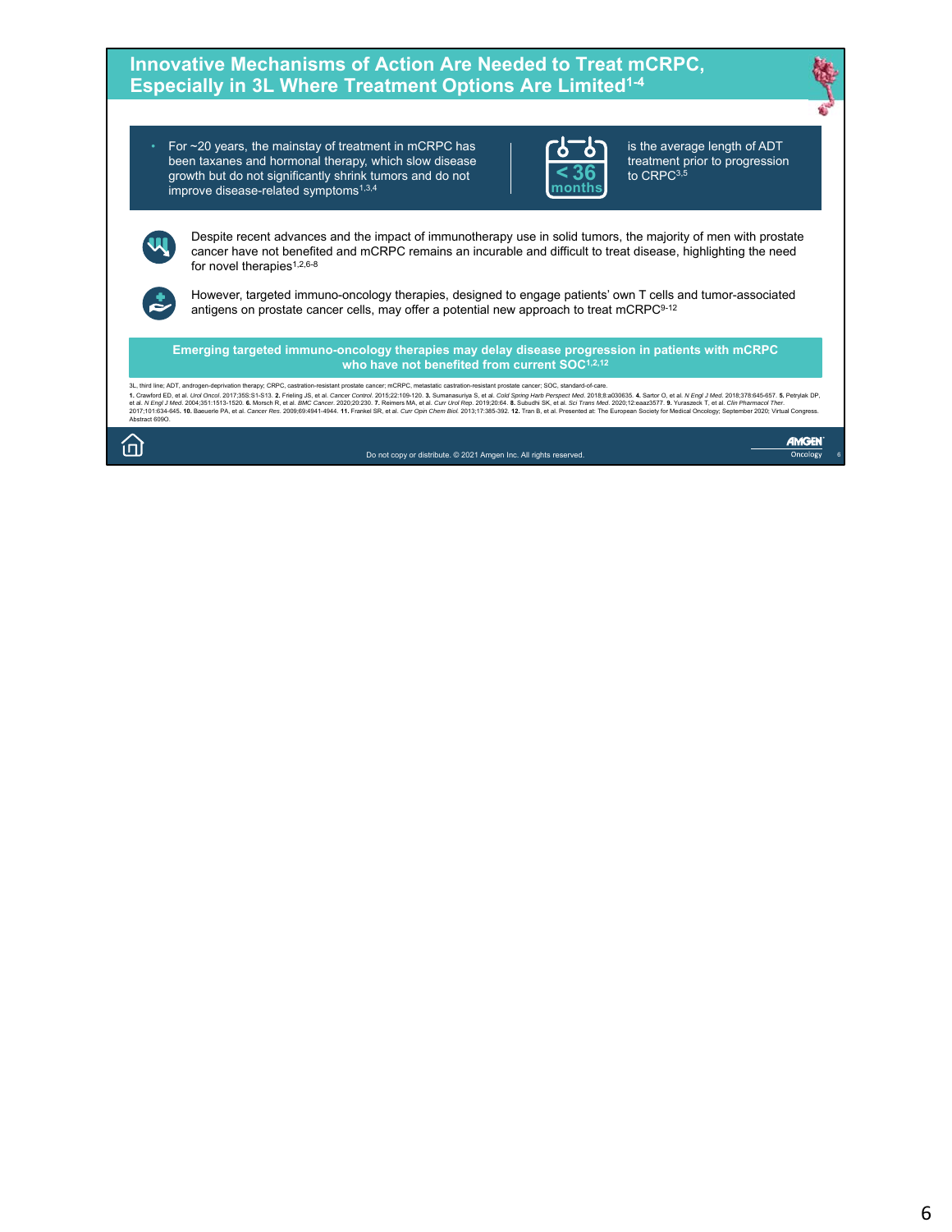# Innovative Mechanisms of Action Are Needed to Treat mCRPC, Especially in 3L Where Treatment Options Are Limited[1-4]

- For ~20 years, the mainstay of treatment in mCRPC has been taxanes and hormonal therapy, which slow disease growth but do not significantly shrink tumors and do not improve disease-related symptoms[1,3,4]

**< 36 months** is the average length of ADT treatment prior to progression to CRPC[3,5]

Despite recent advances and the impact of immunotherapy use in solid tumors, the majority of men with prostate cancer have not benefited and mCRPC remains an incurable and difficult to treat disease, highlighting the need for novel therapies[1,2,6-8]

However, targeted immuno-oncology therapies, designed to engage patients' own T cells and tumor-associated antigens on prostate cancer cells, may offer a potential new approach to treat mCRPC[9-12]

**Emerging targeted immuno-oncology therapies may delay disease progression in patients with mCRPC who have not benefited from current SOC[1,2,12]**

3L, third line; ADT, androgen-deprivation therapy; CRPC, castration-resistant prostate cancer; mCRPC, metastatic castration-resistant prostate cancer; SOC, standard-of-care.

**1.** Crawford ED, et al. *Urol Oncol*. 2017;35S:S1-S13. **2.** Frieling JS, et al. *Cancer Control*. 2015;22:109-120. **3.** Sumanasuriya S, et al. *Cold Spring Harb Perspect Med*. 2018;8:a030635. **4.** Sartor O, et al. *N Engl J Med*. 2018;378:645-657. **5.** Petrylak DP, et al. *N Engl J Med*. 2004;351:1513-1520. **6.** Morsch R, et al. *BMC Cancer*. 2020;20:230. **7.** Reimers MA, et al. *Curr Urol Rep*. 2019;20:64. **8.** Subudhi SK, et al. *Sci Trans Med*. 2020;12:eaaz3577. **9.** Yuraszeck T, et al. *Clin Pharmacol Ther*. 2017;101:634-645. **10.** Baeuerle PA, et al. *Cancer Res*. 2009;69:4941-4944. **11.** Frankel SR, et al. *Curr Opin Chem Biol*. 2013;17:385-392. **12.** Tran B, et al. Presented at: The European Society for Medical Oncology; September 2020; Virtual Congress. Abstract 609O.

Do not copy or distribute. © 2021 Amgen Inc. All rights reserved.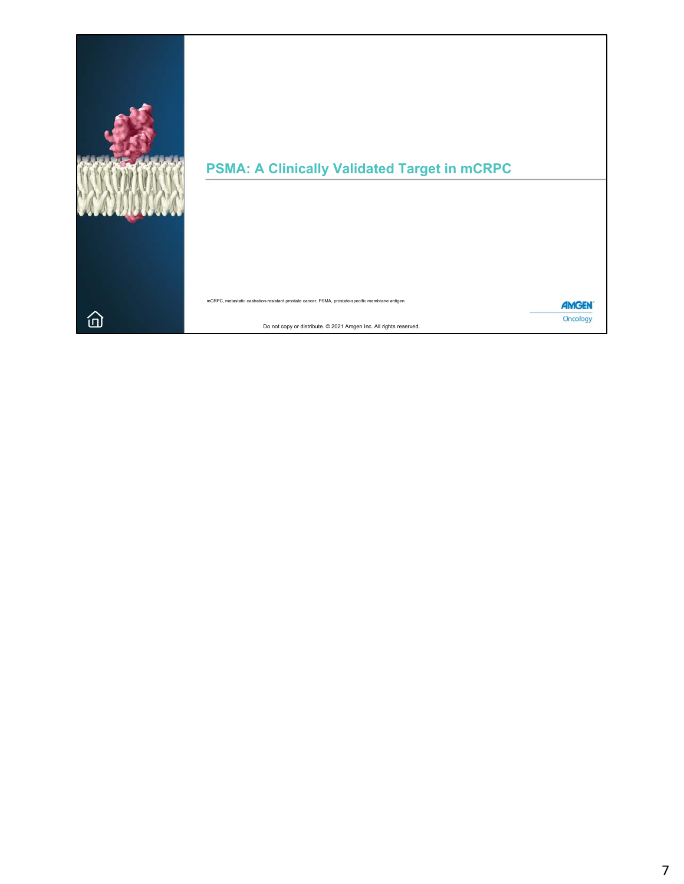# PSMA: A Clinically Validated Target in mCRPC

mCRPC, metastatic castration-resistant prostate cancer; PSMA, prostate-specific membrane antigen.

Do not copy or distribute. © 2021 Amgen Inc. All rights reserved.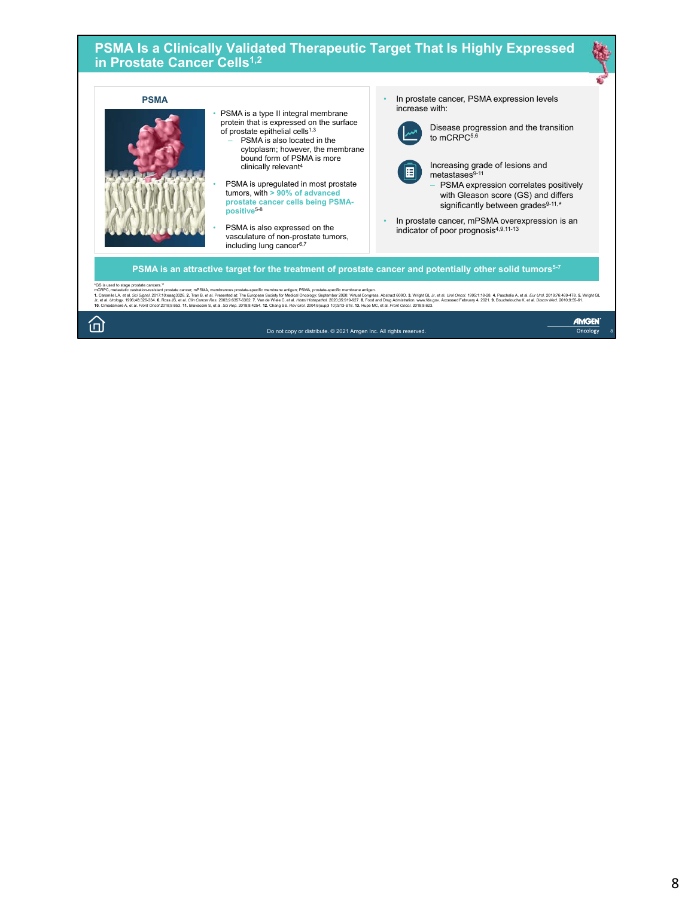# PSMA Is a Clinically Validated Therapeutic Target That Is Highly Expressed in Prostate Cancer Cells[1,2]

## PSMA

- PSMA is a type II integral membrane protein that is expressed on the surface of prostate epithelial cells[1,3]
  - PSMA is also located in the cytoplasm; however, the membrane bound form of PSMA is more clinically relevant[4]
- PSMA is upregulated in most prostate tumors, with **> 90% of advanced prostate cancer cells being PSMA-positive**[5-8]
- PSMA is also expressed on the vasculature of non-prostate tumors, including lung cancer[6,7]

- In prostate cancer, PSMA expression levels increase with:
  - Disease progression and the transition to mCRPC[5,6]
  - Increasing grade of lesions and metastases[9-11]
    - PSMA expression correlates positively with Gleason score (GS) and differs significantly between grades[9-11,*]
- In prostate cancer, mPSMA overexpression is an indicator of poor prognosis[4,9,11-13]

**PSMA is an attractive target for the treatment of prostate cancer and potentially other solid tumors[5-7]**

*GS is used to stage prostate cancers.[11]

mCRPC, metastatic castration-resistant prostate cancer; mPSMA, membranous prostate-specific membrane antigen; PSMA, prostate-specific membrane antigen.

1. Caromile LA, et al. *Sci Signal.* 2017;10:eaag3326. 2. Tran B, et al. Presented at: The European Society for Medical Oncology; September 2020; Virtual Congress. Abstract 609O. 3. Wright GL Jr, et al. *Urol Oncol.* 1995;1:18-28. 4. Paschalis A, et al. *Eur Urol.* 2019;76:469-478. 5. Wright GL Jr, et al. *Urology.* 1996;48:326-334. 6. Ross JS, et al. *Clin Cancer Res.* 2003;9:6357-6362. 7. Van de Wiele C, et al. *Histol Histopathol.* 2020;35:919-927. 8. Food and Drug Administration. www.fda.gov. Accessed February 4, 2021. 9. Bouchelouche K, et al. *Discov Med.* 2010;9:55-61. 10. Cimadamore A, et al. *Front Oncol.* 2018;8:653. 11. Bravaccini S, et al. *Sci Rep.* 2018;8:4254. 12. Chang SS. *Rev Urol.* 2004;6(suppl 10):S13-S18. 13. Hupe MC, et al. *Front Oncol.* 2018;8:623.

Do not copy or distribute. © 2021 Amgen Inc. All rights reserved.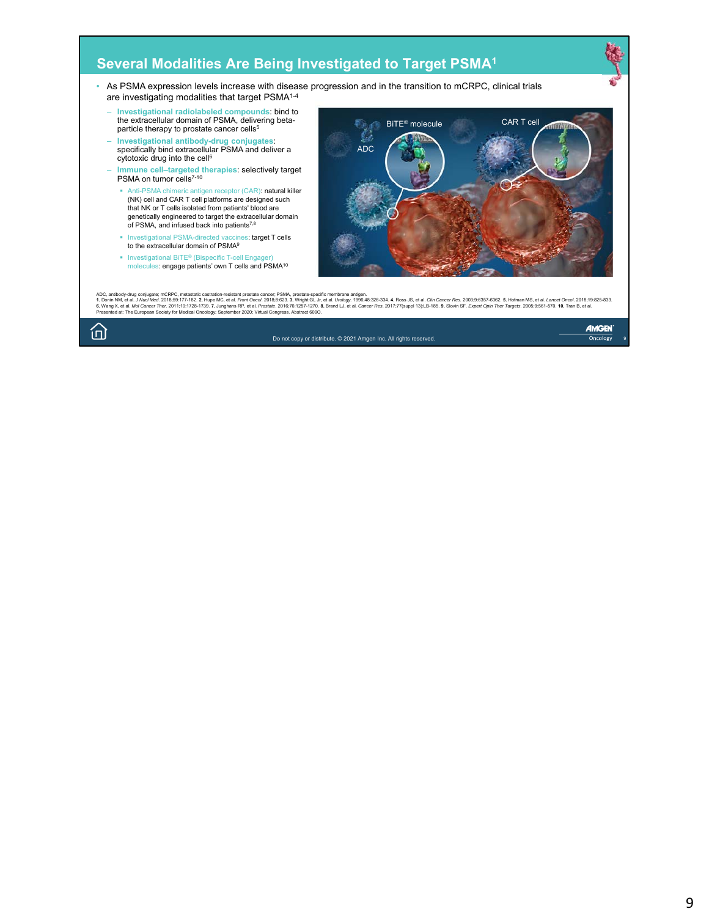## Several Modalities Are Being Investigated to Target PSMA[1]

- As PSMA expression levels increase with disease progression and in the transition to mCRPC, clinical trials are investigating modalities that target PSMA[1-4]
  - **Investigational radiolabeled compounds**: bind to the extracellular domain of PSMA, delivering beta-particle therapy to prostate cancer cells[5]
  - **Investigational antibody-drug conjugates**: specifically bind extracellular PSMA and deliver a cytotoxic drug into the cell[6]
  - **Immune cell–targeted therapies**: selectively target PSMA on tumor cells[7-10]
    - Anti-PSMA chimeric antigen receptor (CAR): natural killer (NK) cell and CAR T cell platforms are designed such that NK or T cells isolated from patients' blood are genetically engineered to target the extracellular domain of PSMA, and infused back into patients[7,8]
    - Investigational PSMA-directed vaccines: target T cells to the extracellular domain of PSMA[9]
    - Investigational BiTE® (Bispecific T-cell Engager) molecules: engage patients' own T cells and PSMA[10]

ADC, antibody-drug conjugate; mCRPC, metastatic castration-resistant prostate cancer; PSMA, prostate-specific membrane antigen.
**1.** Donin NM, et al. *J Nucl Med.* 2018;59:177-182. **2.** Hupe MC, et al. *Front Oncol.* 2018;8:623. **3.** Wright GL Jr, et al. *Urology.* 1996;48:326-334. **4.** Ross JS, et al. *Clin Cancer Res.* 2003;9:6357-6362. **5.** Hofman MS, et al. *Lancet Oncol.* 2018;19:825-833. **6.** Wang X, et al. *Mol Cancer Ther.* 2011;10:1728-1739. **7.** Junghans RP, et al. *Prostate.* 2016;76:1257-1270. **8.** Brand LJ, et al. *Cancer Res.* 2017;77(suppl 13):LB-185. **9.** Slovin SF. *Expert Opin Ther Targets.* 2005;9:561-570. **10.** Tran B, et al. Presented at: The European Society for Medical Oncology; September 2020; Virtual Congress. Abstract 609O.

Do not copy or distribute. © 2021 Amgen Inc. All rights reserved.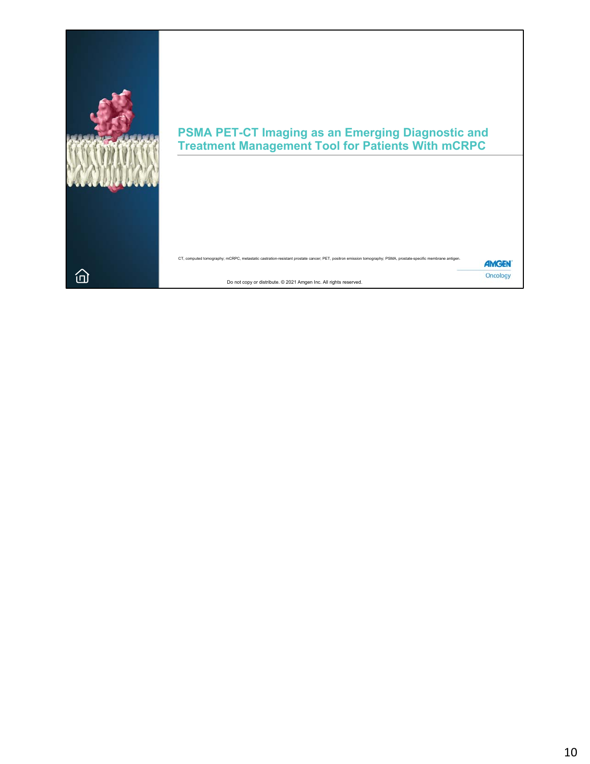# PSMA PET-CT Imaging as an Emerging Diagnostic and Treatment Management Tool for Patients With mCRPC

CT, computed tomography; mCRPC, metastatic castration-resistant prostate cancer; PET, positron emission tomography; PSMA, prostate-specific membrane antigen.

AMGEN Oncology

Do not copy or distribute. © 2021 Amgen Inc. All rights reserved.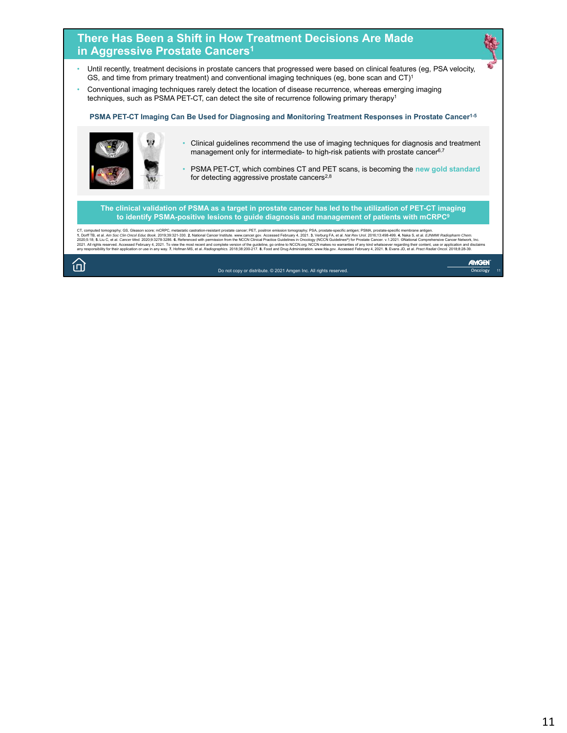# There Has Been a Shift in How Treatment Decisions Are Made in Aggressive Prostate Cancers[1]

- Until recently, treatment decisions in prostate cancers that progressed were based on clinical features (eg, PSA velocity, GS, and time from primary treatment) and conventional imaging techniques (eg, bone scan and CT)[1]
- Conventional imaging techniques rarely detect the location of disease recurrence, whereas emerging imaging techniques, such as PSMA PET-CT, can detect the site of recurrence following primary therapy[1]

### PSMA PET-CT Imaging Can Be Used for Diagnosing and Monitoring Treatment Responses in Prostate Cancer[1-5]

- Clinical guidelines recommend the use of imaging techniques for diagnosis and treatment management only for intermediate- to high-risk patients with prostate cancer[6,7]
- PSMA PET-CT, which combines CT and PET scans, is becoming the **new gold standard** for detecting aggressive prostate cancers[2,8]

**The clinical validation of PSMA as a target in prostate cancer has led to the utilization of PET-CT imaging to identify PSMA-positive lesions to guide diagnosis and management of patients with mCRPC[9]**

CT, computed tomography; GS, Gleason score; mCRPC, metastatic castration-resistant prostate cancer; PET, positron emission tomography; PSA, prostate-specific antigen; PSMA, prostate-specific membrane antigen.
**1.** Dorff TB, et al. *Am Soc Clin Oncol Educ Book.* 2019;39:321-330. **2.** National Cancer Institute. www.cancer.gov. Accessed February 4, 2021. **3.** Verburg FA, et al. *Nat Rev Urol.* 2016;13:498-499. **4.** Naka S, et al. *EJNMMI Radiopharm Chem.* 2020;5:18; **5.** Liu C, et al. *Cancer Med.* 2020;9:3278-3286. **6.** Referenced with permission from the NCCN Clinical Practice Guidelines in Oncology (NCCN Guidelines®) for Prostate Cancer. v.1.2021. ©National Comprehensive Cancer Network, Inc. 2021. All rights reserved. Accessed February 4, 2021. To view the most recent and complete version of the guideline, go online to NCCN.org. NCCN makes no warranties of any kind whatsoever regarding their content, use or application and disclaims any responsibility for their application or use in any way. **7.** Hofman MS, et al. *Radiographics.* 2018;38:200-217. **8.** Food and Drug Administration. www.fda.gov. Accessed February 4, 2021. **9.** Evans JD, et al. *Pract Radiat Oncol.* 2018;8:28-39.

Do not copy or distribute. © 2021 Amgen Inc. All rights reserved.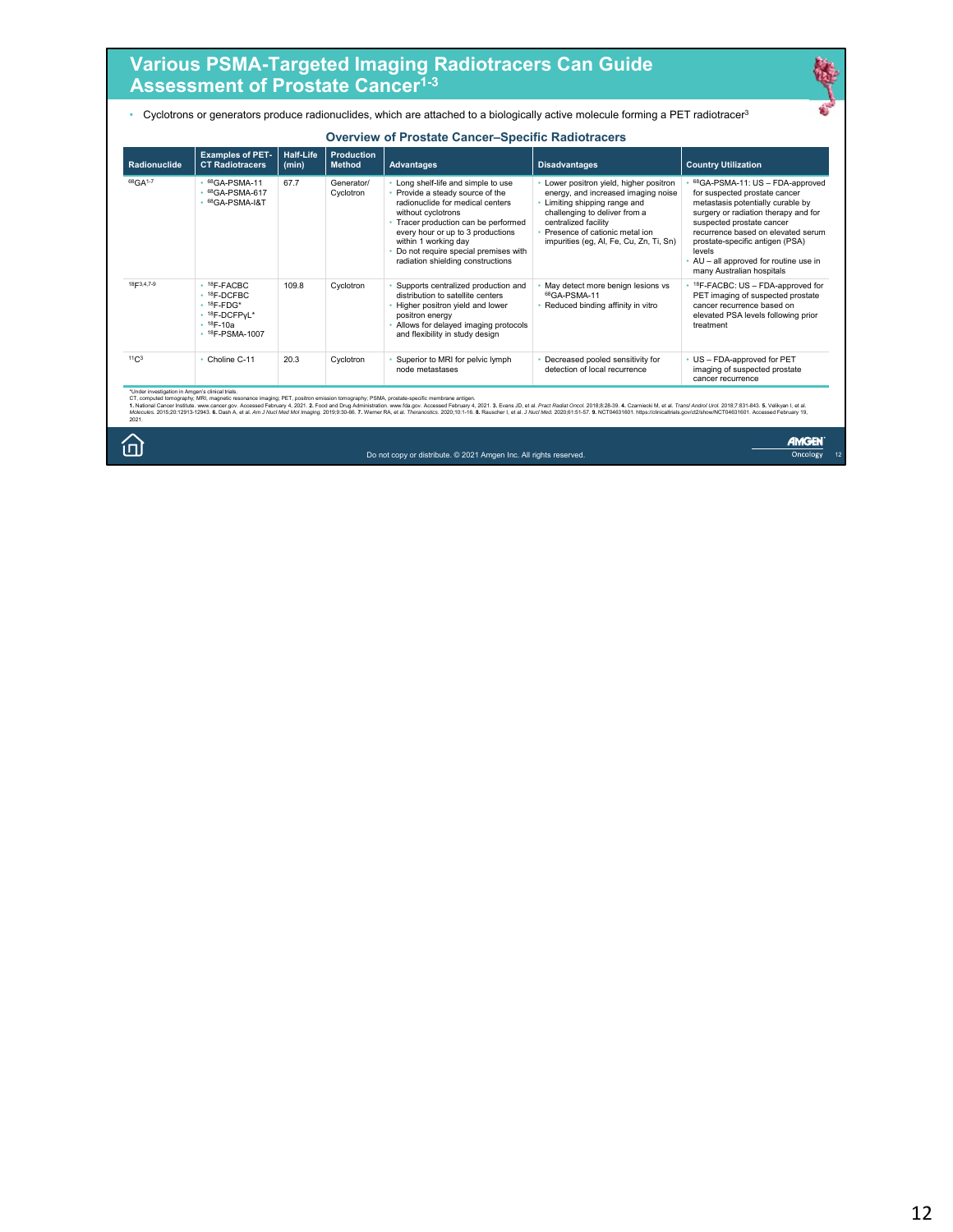# Various PSMA-Targeted Imaging Radiotracers Can Guide Assessment of Prostate Cancer[1-3]

- Cyclotrons or generators produce radionuclides, which are attached to a biologically active molecule forming a PET radiotracer[3]

### Overview of Prostate Cancer–Specific Radiotracers

| Radionuclide | Examples of PET-CT Radiotracers | Half-Life (min) | Production Method | Advantages | Disadvantages | Country Utilization |
|---|---|---|---|---|---|---|
| $^{68}$GA[1-7] | • $^{68}$GA-PSMA-11<br>• $^{68}$GA-PSMA-617<br>• $^{68}$GA-PSMA-I&T | 67.7 | Generator/ Cyclotron | • Long shelf-life and simple to use<br>• Provide a steady source of the radionuclide for medical centers without cyclotrons<br>• Tracer production can be performed every hour or up to 3 productions within 1 working day<br>• Do not require special premises with radiation shielding constructions | • Lower positron yield, higher positron energy, and increased imaging noise<br>• Limiting shipping range and challenging to deliver from a centralized facility<br>• Presence of cationic metal ion impurities (eg, Al, Fe, Cu, Zn, Ti, Sn) | • $^{68}$GA-PSMA-11: US – FDA-approved for suspected prostate cancer metastasis potentially curable by surgery or radiation therapy and for suspected prostate cancer recurrence based on elevated serum prostate-specific antigen (PSA) levels<br>• AU – all approved for routine use in many Australian hospitals |
| $^{18}$F[3,4,7-9] | • $^{18}$F-FACBC<br>• $^{18}$F-DCFBC<br>• $^{18}$F-FDG*<br>• $^{18}$F-DCFPyL*<br>• $^{18}$F-10a<br>• $^{18}$F-PSMA-1007 | 109.8 | Cyclotron | • Supports centralized production and distribution to satellite centers<br>• Higher positron yield and lower positron energy<br>• Allows for delayed imaging protocols and flexibility in study design | • May detect more benign lesions vs $^{68}$GA-PSMA-11<br>• Reduced binding affinity in vitro | • $^{18}$F-FACBC: US – FDA-approved for PET imaging of suspected prostate cancer recurrence based on elevated PSA levels following prior treatment |
| $^{11}$C[3] | • Choline C-11 | 20.3 | Cyclotron | • Superior to MRI for pelvic lymph node metastases | • Decreased pooled sensitivity for detection of local recurrence | • US – FDA-approved for PET imaging of suspected prostate cancer recurrence |

*Under investigation in Amgen's clinical trials.
CT, computed tomography; MRI, magnetic resonance imaging; PET, positron emission tomography; PSMA, prostate-specific membrane antigen.
**1.** National Cancer Institute. www.cancer.gov. Accessed February 4, 2021. **2.** Food and Drug Administration. www.fda.gov. Accessed February 4, 2021. **3.** Evans JD, et al. *Pract Radiat Oncol.* 2018;8:28-39. **4.** Czarniecki M, et al. *Transl Androl Urol.* 2018;7:831-843. **5.** Velikyan I, et al. *Molecules.* 2015;20:12913-12943. **6.** Dash A, et al. *Am J Nucl Med Mol Imaging.* 2019;9:30-66. **7.** Werner RA, et al. *Theranostics.* 2020;10:1-16. **8.** Rauscher I, et al. *J Nucl Med.* 2020;61:51-57. **9.** NCT04631601. https://clinicaltrials.gov/ct2/show/NCT04631601. Accessed February 19, 2021.

Do not copy or distribute. © 2021 Amgen Inc. All rights reserved.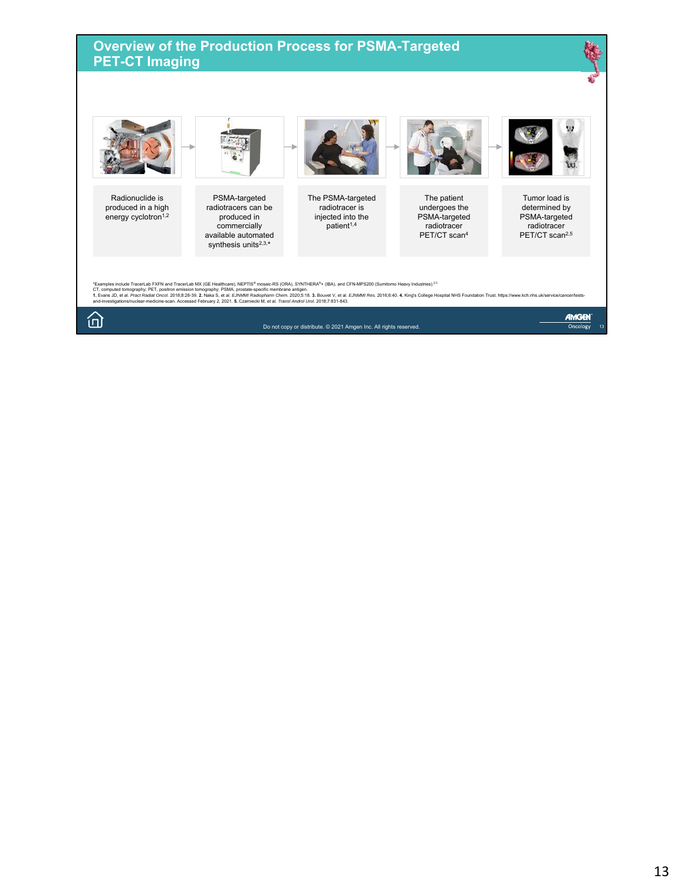# Overview of the Production Process for PSMA-Targeted PET-CT Imaging

Radionuclide is produced in a high energy cyclotron[1,2]

PSMA-targeted radiotracers can be produced in commercially available automated synthesis units[2,3,*]

The PSMA-targeted radiotracer is injected into the patient[1,4]

The patient undergoes the PSMA-targeted radiotracer PET/CT scan[4]

Tumor load is determined by PSMA-targeted radiotracer PET/CT scan[2,5]

*Examples include TracerLab FXFN and TracerLab MX (GE Healthcare), NEPTIS® mosaic-RS (ORA), SYNTHERA®+ (IBA), and CFN-MPS200 (Sumitomo Heavy Industries).[2,3]

CT, computed tomography; PET, positron emission tomography; PSMA, prostate-specific membrane antigen.

**1.** Evans JD, et al. *Pract Radiat Oncol.* 2018;8:28-39. **2.** Naka S, et al. *EJNMMI Radiopharm Chem.* 2020;5:18. **3.** Bouvet V, et al. *EJNMMI Res.* 2016;6:40. **4.** King's College Hospital NHS Foundation Trust. https://www.kch.nhs.uk/service/cancer/tests-and-investigations/nuclear-medicine-scan. Accessed February 2, 2021. **5.** Czarniecki M, et al. *Transl Androl Urol.* 2018;7:831-843.

Do not copy or distribute. © 2021 Amgen Inc. All rights reserved.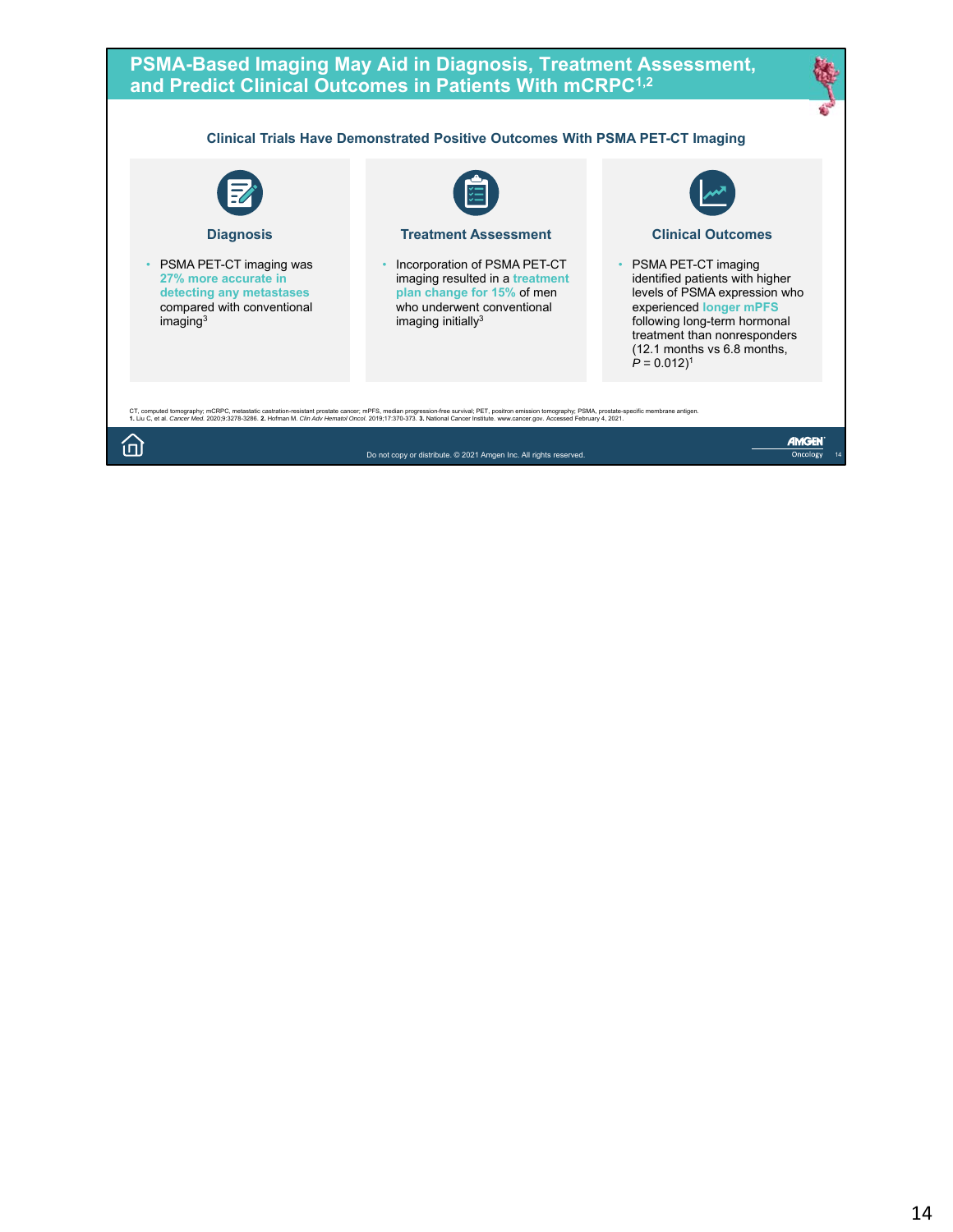# PSMA-Based Imaging May Aid in Diagnosis, Treatment Assessment, and Predict Clinical Outcomes in Patients With mCRPC[1,2]

### Clinical Trials Have Demonstrated Positive Outcomes With PSMA PET-CT Imaging

#### Diagnosis

- PSMA PET-CT imaging was **27% more accurate in detecting any metastases** compared with conventional imaging[3]

#### Treatment Assessment

- Incorporation of PSMA PET-CT imaging resulted in a **treatment plan change for 15%** of men who underwent conventional imaging initially[3]

#### Clinical Outcomes

- PSMA PET-CT imaging identified patients with higher levels of PSMA expression who experienced **longer mPFS** following long-term hormonal treatment than nonresponders (12.1 months vs 6.8 months, $P = 0.012$)[1]

CT, computed tomography; mCRPC, metastatic castration-resistant prostate cancer; mPFS, median progression-free survival; PET, positron emission tomography; PSMA, prostate-specific membrane antigen.
**1.** Liu C, et al. *Cancer Med.* 2020;9:3278-3286. **2.** Hofman M. *Clin Adv Hematol Oncol.* 2019;17:370-373. **3.** National Cancer Institute. www.cancer.gov. Accessed February 4, 2021.

Do not copy or distribute. © 2021 Amgen Inc. All rights reserved.

AMGEN Oncology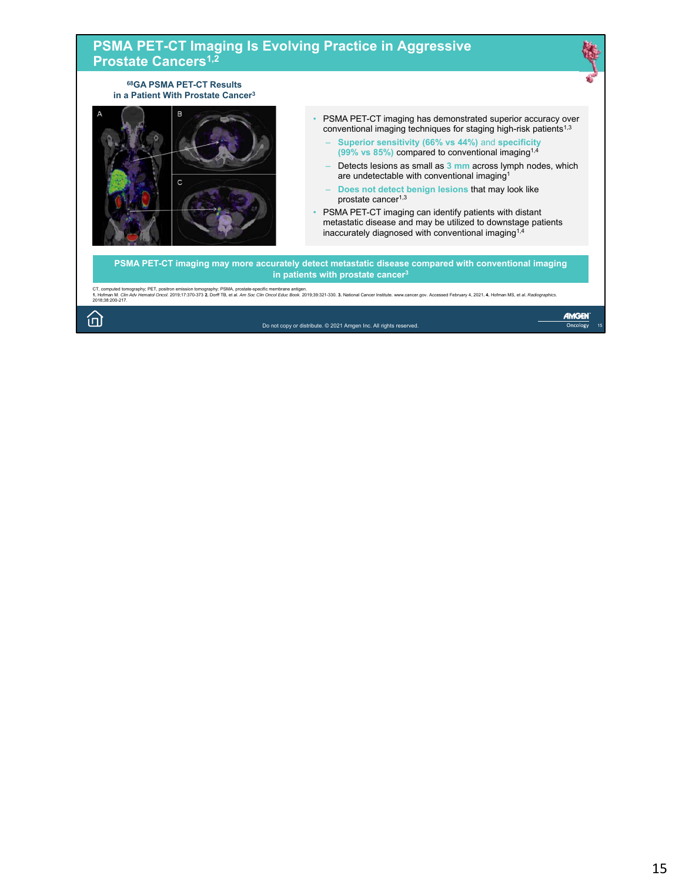# PSMA PET-CT Imaging Is Evolving Practice in Aggressive Prostate Cancers[1,2]

**$^{68}$GA PSMA PET-CT Results in a Patient With Prostate Cancer[3]**

A B C

- PSMA PET-CT imaging has demonstrated superior accuracy over conventional imaging techniques for staging high-risk patients[1,3]
  - **Superior sensitivity (66% vs 44%)** and **specificity (99% vs 85%)** compared to conventional imaging[1,4]
  - Detects lesions as small as **3 mm** across lymph nodes, which are undetectable with conventional imaging[1]
  - **Does not detect benign lesions** that may look like prostate cancer[1,3]
- PSMA PET-CT imaging can identify patients with distant metastatic disease and may be utilized to downstage patients inaccurately diagnosed with conventional imaging[1,4]

**PSMA PET-CT imaging may more accurately detect metastatic disease compared with conventional imaging in patients with prostate cancer[3]**

CT, computed tomography; PET, positron emission tomography; PSMA, prostate-specific membrane antigen.
**1.** Hofman M. *Clin Adv Hematol Oncol.* 2019;17:370-373 **2.** Dorff TB, et al. *Am Soc Clin Oncol Educ Book.* 2019;39:321-330. **3.** National Cancer Institute. www.cancer.gov. Accessed February 4, 2021. **4.** Hofman MS, et al. *Radiographics.* 2018;38:200-217.

Do not copy or distribute. © 2021 Amgen Inc. All rights reserved.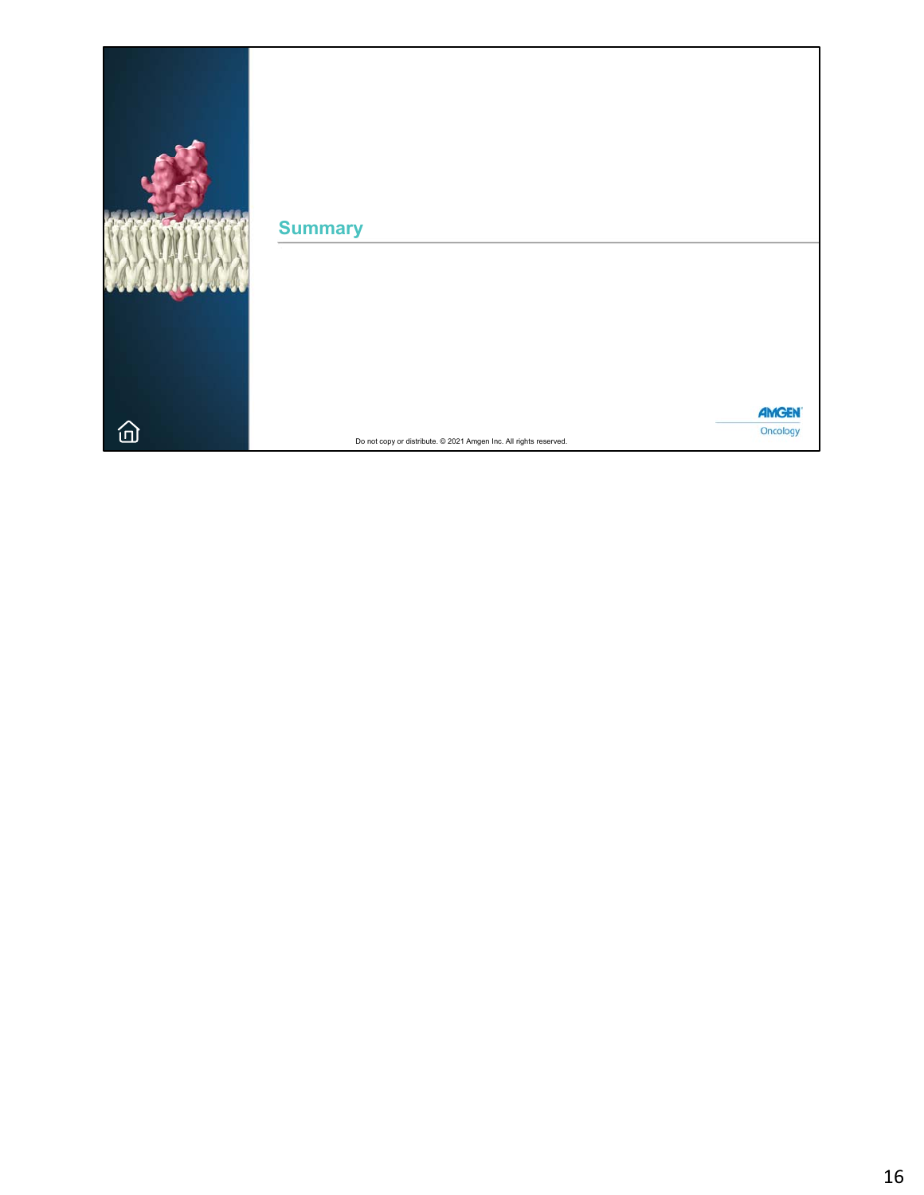## Summary

Do not copy or distribute. © 2021 Amgen Inc. All rights reserved.

AMGEN Oncology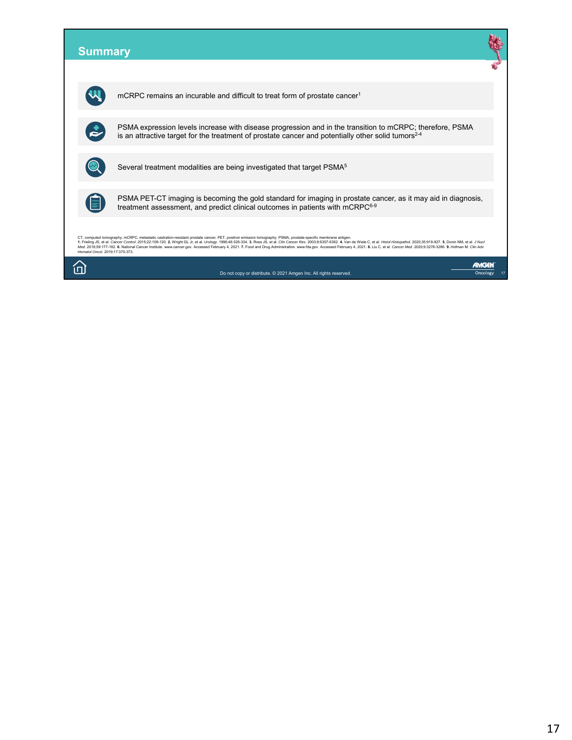# Summary

- mCRPC remains an incurable and difficult to treat form of prostate cancer[1]
- PSMA expression levels increase with disease progression and in the transition to mCRPC; therefore, PSMA is an attractive target for the treatment of prostate cancer and potentially other solid tumors[2-4]
- Several treatment modalities are being investigated that target PSMA[5]
- PSMA PET-CT imaging is becoming the gold standard for imaging in prostate cancer, as it may aid in diagnosis, treatment assessment, and predict clinical outcomes in patients with mCRPC[6-9]

CT, computed tomography; mCRPC, metastatic castration-resistant prostate cancer; PET, positron emission tomography; PSMA, prostate-specific membrane antigen.
**1.** Frieling JS, et al. *Cancer Control.* 2015;22:109-120. **2.** Wright GL Jr, et al. *Urology.* 1996;48:326-334. **3.** Ross JS, et al. *Clin Cancer Res.* 2003;9:6357-6362. **4.** Van de Wiele C, et al. *Histol Histopathol.* 2020;35:919-927. **5.** Donin NM, et al. *J Nucl Med.* 2018;59:177-182. **6.** National Cancer Institute. www.cancer.gov. Accessed February 4, 2021. **7.** Food and Drug Administration. www.fda.gov. Accessed February 4, 2021. **8.** Liu C, et al. *Cancer Med.* 2020;9:3278-3286. **9.** Hofman M. *Clin Adv Hematol Oncol.* 2019;17:370-373.

Do not copy or distribute. © 2021 Amgen Inc. All rights reserved.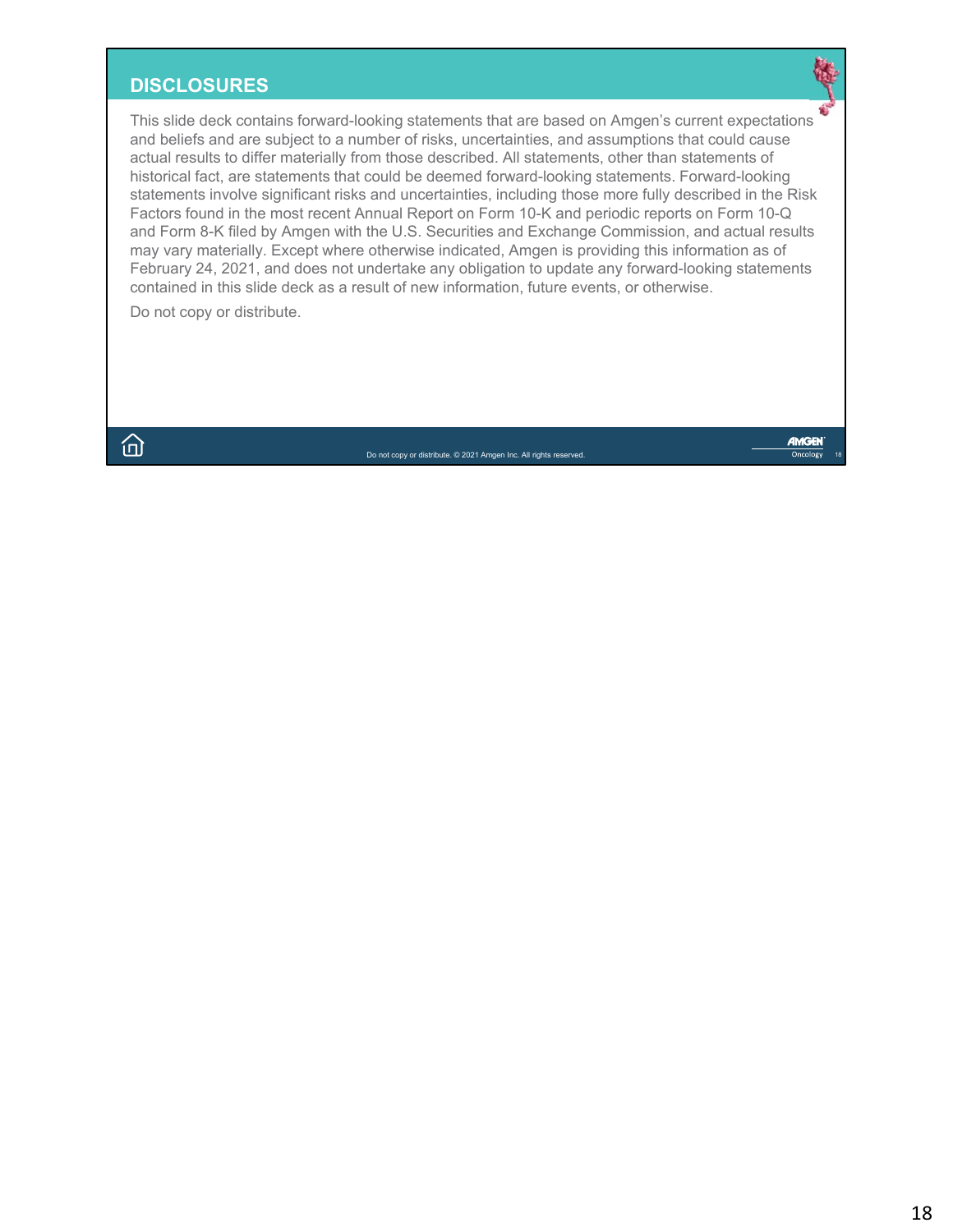## DISCLOSURES

This slide deck contains forward-looking statements that are based on Amgen's current expectations and beliefs and are subject to a number of risks, uncertainties, and assumptions that could cause actual results to differ materially from those described. All statements, other than statements of historical fact, are statements that could be deemed forward-looking statements. Forward-looking statements involve significant risks and uncertainties, including those more fully described in the Risk Factors found in the most recent Annual Report on Form 10-K and periodic reports on Form 10-Q and Form 8-K filed by Amgen with the U.S. Securities and Exchange Commission, and actual results may vary materially. Except where otherwise indicated, Amgen is providing this information as of February 24, 2021, and does not undertake any obligation to update any forward-looking statements contained in this slide deck as a result of new information, future events, or otherwise.

Do not copy or distribute.

Do not copy or distribute. © 2021 Amgen Inc. All rights reserved.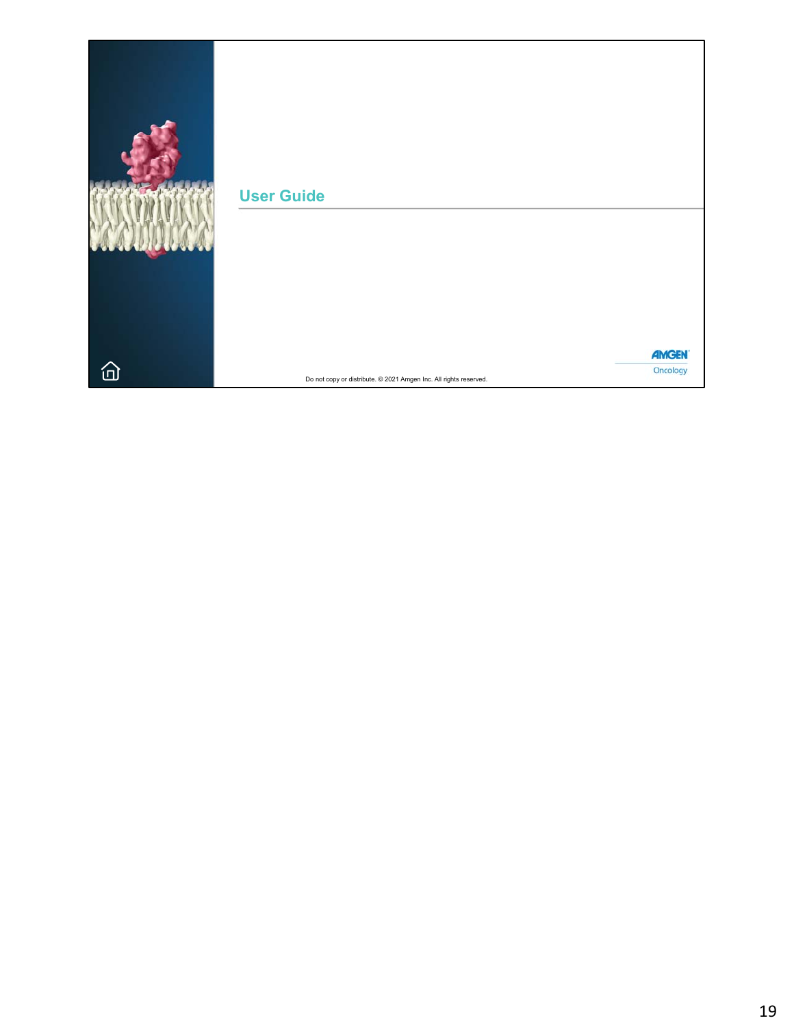## User Guide

Do not copy or distribute. © 2021 Amgen Inc. All rights reserved.

AMGEN

Oncology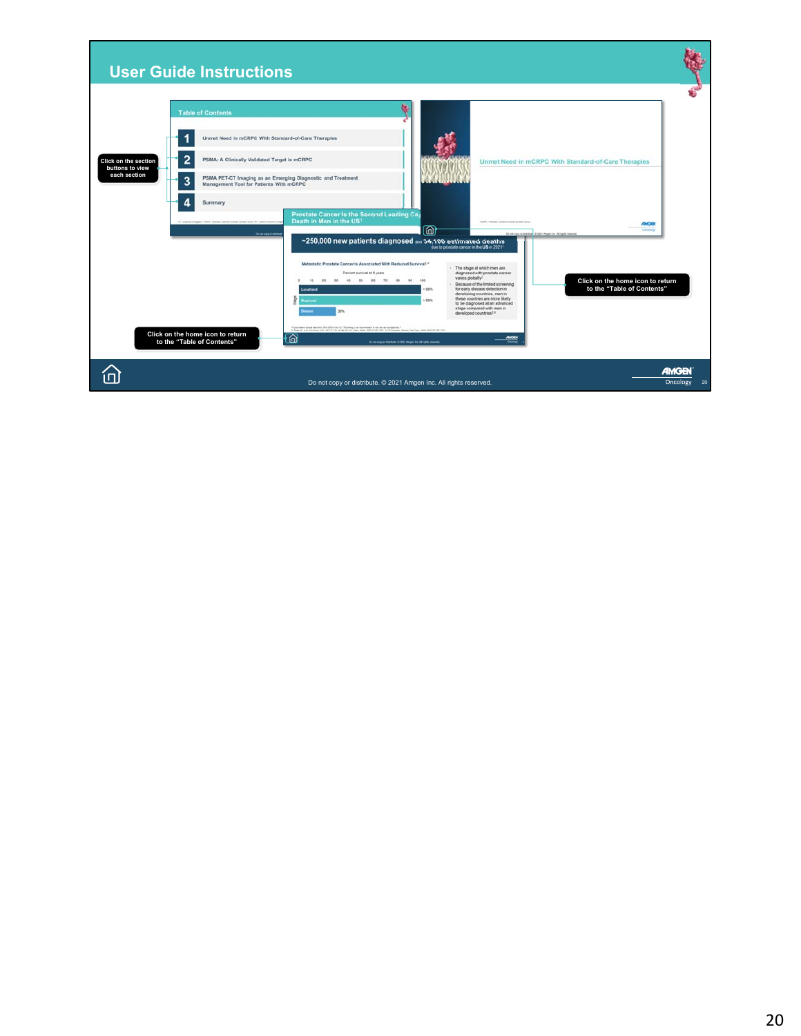# User Guide Instructions

Click on the section buttons to view each section

Click on the home icon to return to the "Table of Contents"

Click on the home icon to return to the "Table of Contents"

Table of Contents

1 Unmet Need in mCRPC With Standard-of-Care Therapies

2 PSMA: A Clinically Validated Target in mCRPC

3 PSMA PET-CT Imaging as an Emerging Diagnostic and Treatment Management Tool for Patients With mCRPC

4 Summary

Unmet Need in mCRPC With Standard-of-Care Therapies

Prostate Cancer Is the Second Leading Cause of Death in Men in the US[1]

~250,000 new patients diagnosed and 34,130 estimated deaths due to prostate cancer in the US in 2021[1]

Metastatic Prostate Cancer Is Associated With Reduced Survival[2,*]

Percent survival at 5 years

0 10 20 30 40 50 60 70 80 90 100

Stage

Localized >99%

Regional >99%

Distant 30%

- The stage at which men are diagnosed with prostate cancer varies globally[3]
- Because of the limited screening for early disease detection in developing countries, men in these countries are more likely to be diagnosed at an advanced stage compared with men in developed countries[3,4]

Do not copy or distribute. © 2021 Amgen Inc. All rights reserved.